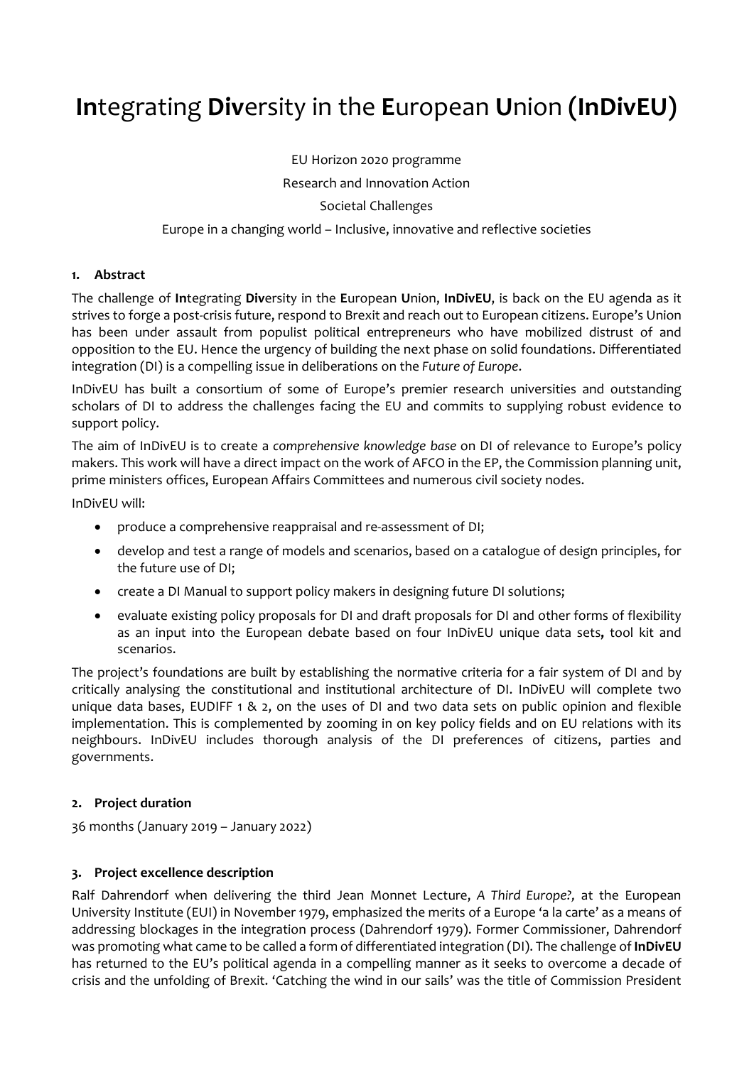# **In**tegrating **Div**ersity in the **E**uropean **U**nion **(InDivEU)**

EU Horizon 2020 programme

Research and Innovation Action

Societal Challenges

Europe in a changing world – Inclusive, innovative and reflective societies

## 1. Abstract

The challenge of **In**tegrating **Div**ersity in the **E**uropean **U**nion, **InDivEU**, is back on the EU agenda as it strives to forge a post-crisis future, respond to Brexit and reach out to European citizens. Europe's Union has been under assault from populist political entrepreneurs who have mobilized distrust of and opposition to the EU. Hence the urgency of building the next phase on solid foundations. Differentiated integration (DI) is a compelling issue in deliberations on the *Future of Europe*.

InDivEU has built a consortium of some of Europe's premier research universities and outstanding scholars of DI to address the challenges facing the EU and commits to supplying robust evidence to support policy.

The aim of InDivEU is to create a *comprehensive knowledge base* on DI of relevance to Europe's policy makers. This work will have a direct impact on the work of AFCO in the EP, the Commission planning unit, prime ministers offices, European Affairs Committees and numerous civil society nodes.

InDivEU will:

- produce a comprehensive reappraisal and re-assessment of DI;
- develop and test a range of models and scenarios, based on a catalogue of design principles, for the future use of DI;
- create a DI Manual to support policy makers in designing future DI solutions;
- evaluate existing policy proposals for DI and draft proposals for DI and other forms of flexibility as an input into the European debate based on four InDivEU unique data sets**,** tool kit and scenarios.

The project's foundations are built by establishing the normative criteria for a fair system of DI and by critically analysing the constitutional and institutional architecture of DI. InDivEU will complete two unique data bases, EUDIFF 1 & 2, on the uses of DI and two data sets on public opinion and flexible implementation. This is complemented by zooming in on key policy fields and on EU relations with its neighbours. InDivEU includes thorough analysis of the DI preferences of citizens, parties and governments.

## 2. Project duration

36 months (January 2019 – January 2022)

## 3. Project excellence description

Ralf Dahrendorf when delivering the third Jean Monnet Lecture, *A Third Europe?,* at the European University Institute (EUI) in November 1979, emphasized the merits of a Europe 'a la carte' as a means of addressing blockages in the integration process (Dahrendorf 1979). Former Commissioner, Dahrendorf was promoting what came to be called a form of differentiated integration (DI). The challenge of **InDivEU** has returned to the EU's political agenda in a compelling manner as it seeks to overcome a decade of crisis and the unfolding of Brexit. 'Catching the wind in our sails' was the title of Commission President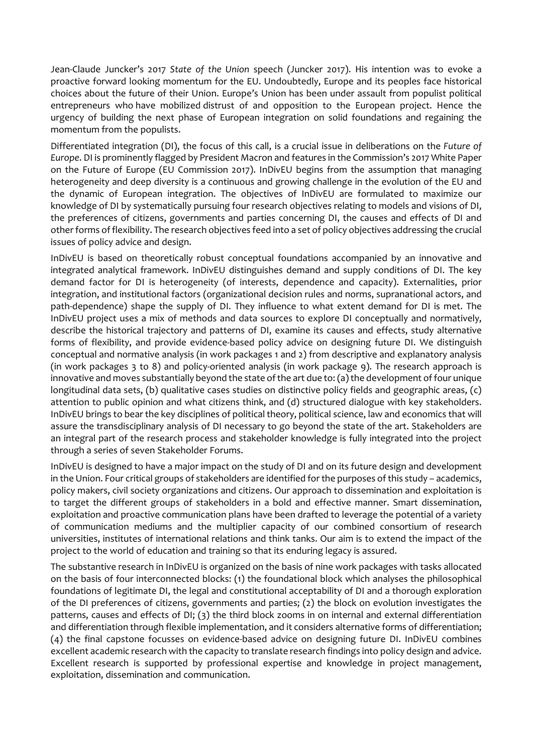Jean-Claude Juncker's 2017 *State of the Union* speech (Juncker 2017). His intention was to evoke a proactive forward looking momentum for the EU. Undoubtedly, Europe and its peoples face historical choices about the future of their Union. Europe's Union has been under assault from populist political entrepreneurs who have mobilized distrust of and opposition to the European project. Hence the urgency of building the next phase of European integration on solid foundations and regaining the momentum from the populists.

Differentiated integration (DI), the focus of this call, is a crucial issue in deliberations on the *Future of Europe*. DI is prominently flagged by President Macron and features in the Commission's 2017 White Paper on the Future of Europe (EU Commission 2017). InDivEU begins from the assumption that managing heterogeneity and deep diversity is a continuous and growing challenge in the evolution of the EU and the dynamic of European integration. The objectives of InDivEU are formulated to maximize our knowledge of DI by systematically pursuing four research objectives relating to models and visions of DI, the preferences of citizens, governments and parties concerning DI, the causes and effects of DI and other forms of flexibility. The research objectives feed into a set of policy objectives addressing the crucial issues of policy advice and design.

InDivEU is based on theoretically robust conceptual foundations accompanied by an innovative and integrated analytical framework. InDivEU distinguishes demand and supply conditions of DI. The key demand factor for DI is heterogeneity (of interests, dependence and capacity). Externalities, prior integration, and institutional factors (organizational decision rules and norms, supranational actors, and path-dependence) shape the supply of DI. They influence to what extent demand for DI is met. The InDivEU project uses a mix of methods and data sources to explore DI conceptually and normatively, describe the historical trajectory and patterns of DI, examine its causes and effects, study alternative forms of flexibility, and provide evidence-based policy advice on designing future DI. We distinguish conceptual and normative analysis (in work packages 1 and 2) from descriptive and explanatory analysis (in work packages 3 to 8) and policy-oriented analysis (in work package 9). The research approach is innovative and moves substantially beyond the state of the art due to: (a) the development of four unique longitudinal data sets, (b) qualitative cases studies on distinctive policy fields and geographic areas, (c) attention to public opinion and what citizens think, and (d) structured dialogue with key stakeholders. InDivEU brings to bear the key disciplines of political theory, political science, law and economics that will assure the transdisciplinary analysis of DI necessary to go beyond the state of the art. Stakeholders are an integral part of the research process and stakeholder knowledge is fully integrated into the project through a series of seven Stakeholder Forums.

InDivEU is designed to have a major impact on the study of DI and on its future design and development in the Union. Four critical groups of stakeholders are identified for the purposes of this study – academics, policy makers, civil society organizations and citizens. Our approach to dissemination and exploitation is to target the different groups of stakeholders in a bold and effective manner. Smart dissemination, exploitation and proactive communication plans have been drafted to leverage the potential of a variety of communication mediums and the multiplier capacity of our combined consortium of research universities, institutes of international relations and think tanks. Our aim is to extend the impact of the project to the world of education and training so that its enduring legacy is assured.

The substantive research in InDivEU is organized on the basis of nine work packages with tasks allocated on the basis of four interconnected blocks: (1) the foundational block which analyses the philosophical foundations of legitimate DI, the legal and constitutional acceptability of DI and a thorough exploration of the DI preferences of citizens, governments and parties; (2) the block on evolution investigates the patterns, causes and effects of DI; (3) the third block zooms in on internal and external differentiation and differentiation through flexible implementation, and it considers alternative forms of differentiation; (4) the final capstone focusses on evidence-based advice on designing future DI. InDivEU combines excellent academic research with the capacity to translate research findings into policy design and advice. Excellent research is supported by professional expertise and knowledge in project management, exploitation, dissemination and communication.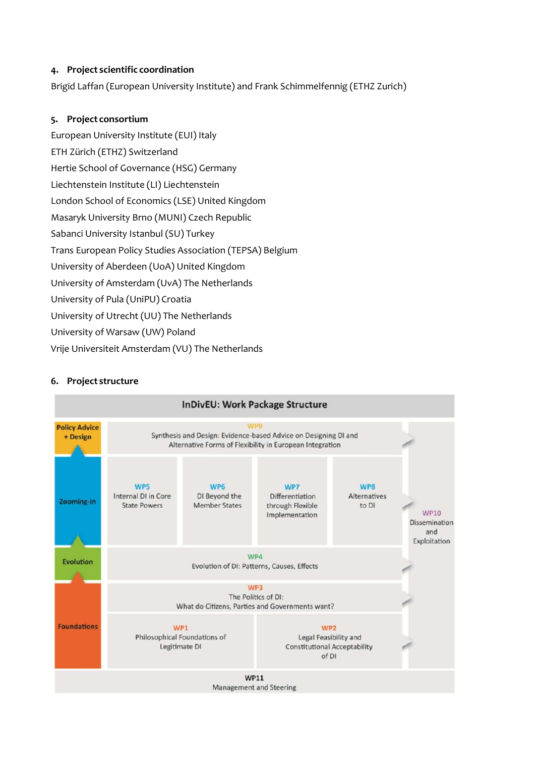## 4. Project scientific coordination

Brigid Laffan (European University Institute) and Frank Schimmelfennig (ETHZ Zurich)

## 5. Project consortium

European University Institute (EUI) Italy

ETH Zürich (ETHZ) Switzerland

Hertie School of Governance (HSG) Germany

Liechtenstein Institute (LI) Liechtenstein

London School of Economics (LSE) United Kingdom

Masaryk University Brno (MUNI) Czech Republic

Sabanci University Istanbul (SU) Turkey

Trans European Policy Studies Association (TEPSA) Belgium

University of Aberdeen (UoA) United Kingdom

University of Amsterdam (UvA) The Netherlands

University of Pula (UniPU) Croatia

University of Utrecht (UU) The Netherlands

University of Warsaw (UW) Poland

Vrije Universiteit Amsterdam (VU) The Netherlands

## 6. Project structure

**InDivEU: Work Package Structure**

| | | | | | |
|---|---|---|---|---|---|
| Policy Advice + Design | WP9 Synthesis and Design: Evidence-based Advice on Designing DI and Alternative Forms of Flexibility in European Integration | | | | WP10 Dissemination and Exploitation |
| Zooming-in | WP5 Internal DI in Core State Powers | WP6 DI Beyond the Member States | WP7 Differentiation through Flexible Implementation | WP8 Alternatives to DI | |
| Evolution | WP4 Evolution of DI: Patterns, Causes, Effects | | | | |
| Foundations | WP3 The Politics of DI: What do Citizens, Parties and Governments want? | | | | |
| | WP1 Philosophical Foundations of Legitimate DI | | WP2 Legal Feasibility and Constitutional Acceptability of DI | | |
| WP11 Management and Steering | | | | | |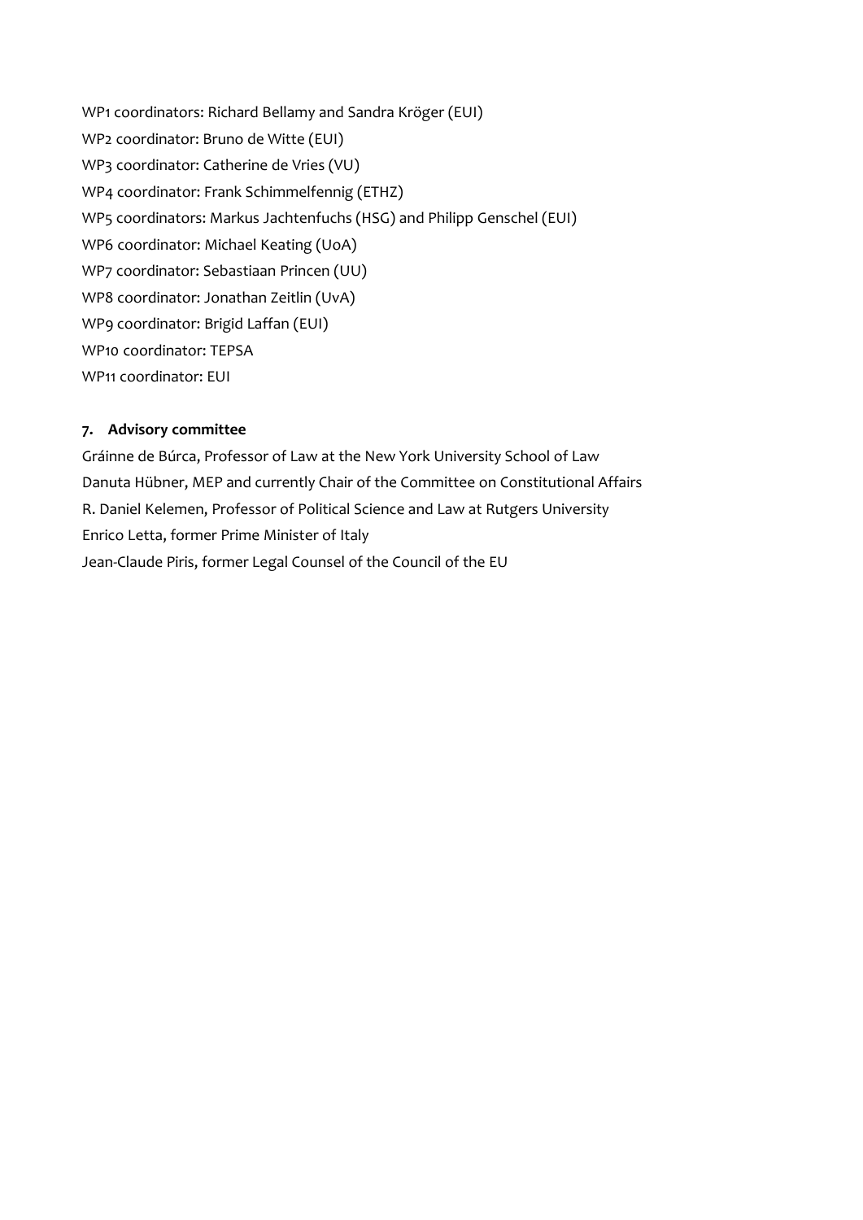WP1 coordinators: Richard Bellamy and Sandra Kröger (EUI)

WP2 coordinator: Bruno de Witte (EUI)

WP3 coordinator: Catherine de Vries (VU)

WP4 coordinator: Frank Schimmelfennig (ETHZ)

WP5 coordinators: Markus Jachtenfuchs (HSG) and Philipp Genschel (EUI)

WP6 coordinator: Michael Keating (UoA)

WP7 coordinator: Sebastiaan Princen (UU)

WP8 coordinator: Jonathan Zeitlin (UvA)

WP9 coordinator: Brigid Laffan (EUI)

WP10 coordinator: TEPSA

WP11 coordinator: EUI

## 7. Advisory committee

Gráinne de Búrca, Professor of Law at the New York University School of Law

Danuta Hübner, MEP and currently Chair of the Committee on Constitutional Affairs

R. Daniel Kelemen, Professor of Political Science and Law at Rutgers University

Enrico Letta, former Prime Minister of Italy

Jean-Claude Piris, former Legal Counsel of the Council of the EU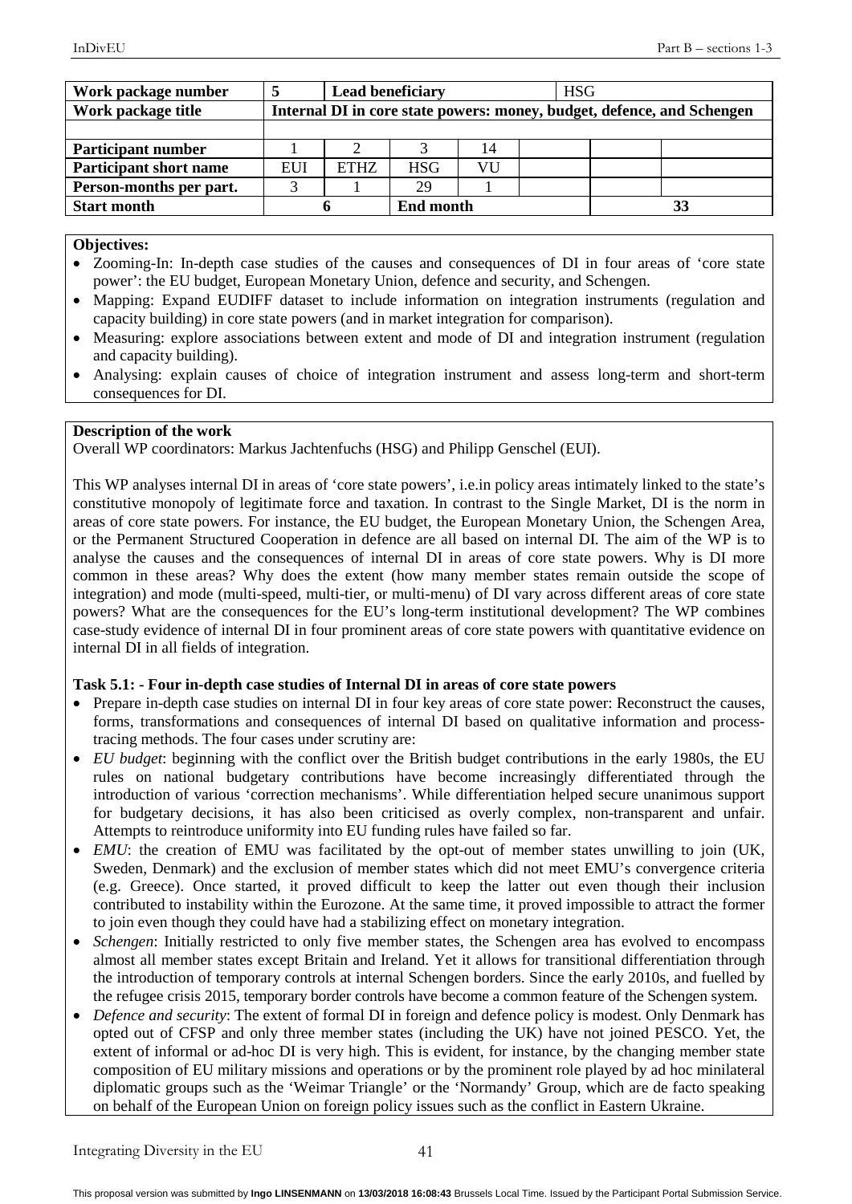| Work package number | 5 | Lead beneficiary | | | HSG | | |
|---|---|---|---|---|---|---|---|
| Work package title | Internal DI in core state powers: money, budget, defence, and Schengen | | | | | | |
| | | | | | | | |
| Participant number | 1 | 2 | 3 | 14 | | | |
| Participant short name | EUI | ETHZ | HSG | VU | | | |
| Person-months per part. | 3 | 1 | 29 | 1 | | | |
| Start month | 6 | | End month | | | 33 | |

**Objectives:**

- Zooming-In: In-depth case studies of the causes and consequences of DI in four areas of 'core state power': the EU budget, European Monetary Union, defence and security, and Schengen.
- Mapping: Expand EUDIFF dataset to include information on integration instruments (regulation and capacity building) in core state powers (and in market integration for comparison).
- Measuring: explore associations between extent and mode of DI and integration instrument (regulation and capacity building).
- Analysing: explain causes of choice of integration instrument and assess long-term and short-term consequences for DI.

**Description of the work**

Overall WP coordinators: Markus Jachtenfuchs (HSG) and Philipp Genschel (EUI).

This WP analyses internal DI in areas of 'core state powers', i.e.in policy areas intimately linked to the state's constitutive monopoly of legitimate force and taxation. In contrast to the Single Market, DI is the norm in areas of core state powers. For instance, the EU budget, the European Monetary Union, the Schengen Area, or the Permanent Structured Cooperation in defence are all based on internal DI. The aim of the WP is to analyse the causes and the consequences of internal DI in areas of core state powers. Why is DI more common in these areas? Why does the extent (how many member states remain outside the scope of integration) and mode (multi-speed, multi-tier, or multi-menu) of DI vary across different areas of core state powers? What are the consequences for the EU's long-term institutional development? The WP combines case-study evidence of internal DI in four prominent areas of core state powers with quantitative evidence on internal DI in all fields of integration.

**Task 5.1: - Four in-depth case studies of Internal DI in areas of core state powers**

- Prepare in-depth case studies on internal DI in four key areas of core state power: Reconstruct the causes, forms, transformations and consequences of internal DI based on qualitative information and process-tracing methods. The four cases under scrutiny are:
- *EU budget*: beginning with the conflict over the British budget contributions in the early 1980s, the EU rules on national budgetary contributions have become increasingly differentiated through the introduction of various 'correction mechanisms'. While differentiation helped secure unanimous support for budgetary decisions, it has also been criticised as overly complex, non-transparent and unfair. Attempts to reintroduce uniformity into EU funding rules have failed so far.
- *EMU*: the creation of EMU was facilitated by the opt-out of member states unwilling to join (UK, Sweden, Denmark) and the exclusion of member states which did not meet EMU's convergence criteria (e.g. Greece). Once started, it proved difficult to keep the latter out even though their inclusion contributed to instability within the Eurozone. At the same time, it proved impossible to attract the former to join even though they could have had a stabilizing effect on monetary integration.
- *Schengen*: Initially restricted to only five member states, the Schengen area has evolved to encompass almost all member states except Britain and Ireland. Yet it allows for transitional differentiation through the introduction of temporary controls at internal Schengen borders. Since the early 2010s, and fuelled by the refugee crisis 2015, temporary border controls have become a common feature of the Schengen system.
- *Defence and security*: The extent of formal DI in foreign and defence policy is modest. Only Denmark has opted out of CFSP and only three member states (including the UK) have not joined PESCO. Yet, the extent of informal or ad-hoc DI is very high. This is evident, for instance, by the changing member state composition of EU military missions and operations or by the prominent role played by ad hoc minilateral diplomatic groups such as the 'Weimar Triangle' or the 'Normandy' Group, which are de facto speaking on behalf of the European Union on foreign policy issues such as the conflict in Eastern Ukraine.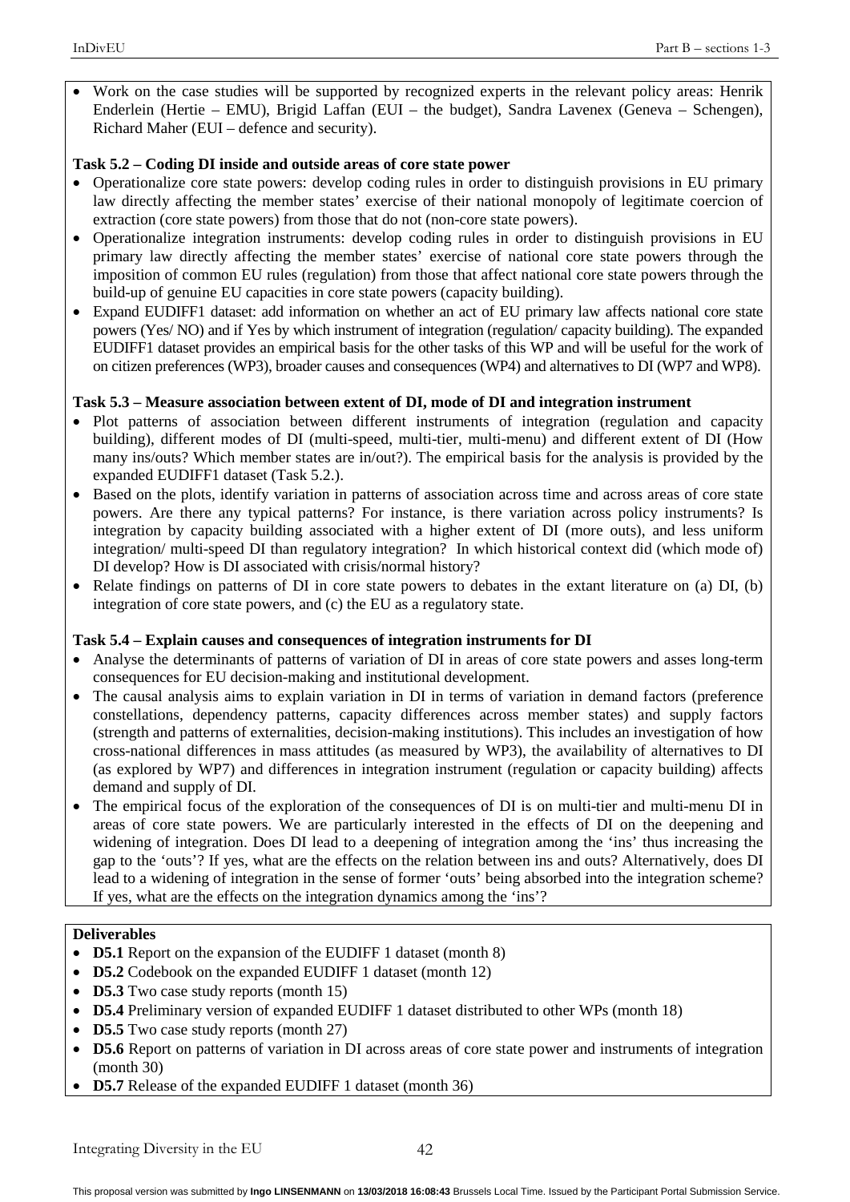- Work on the case studies will be supported by recognized experts in the relevant policy areas: Henrik Enderlein (Hertie – EMU), Brigid Laffan (EUI – the budget), Sandra Lavenex (Geneva – Schengen), Richard Maher (EUI – defence and security).

**Task 5.2 – Coding DI inside and outside areas of core state power**

- Operationalize core state powers: develop coding rules in order to distinguish provisions in EU primary law directly affecting the member states' exercise of their national monopoly of legitimate coercion of extraction (core state powers) from those that do not (non-core state powers).
- Operationalize integration instruments: develop coding rules in order to distinguish provisions in EU primary law directly affecting the member states' exercise of national core state powers through the imposition of common EU rules (regulation) from those that affect national core state powers through the build-up of genuine EU capacities in core state powers (capacity building).
- Expand EUDIFF1 dataset: add information on whether an act of EU primary law affects national core state powers (Yes/ NO) and if Yes by which instrument of integration (regulation/ capacity building). The expanded EUDIFF1 dataset provides an empirical basis for the other tasks of this WP and will be useful for the work of on citizen preferences (WP3), broader causes and consequences (WP4) and alternatives to DI (WP7 and WP8).

**Task 5.3 – Measure association between extent of DI, mode of DI and integration instrument**

- Plot patterns of association between different instruments of integration (regulation and capacity building), different modes of DI (multi-speed, multi-tier, multi-menu) and different extent of DI (How many ins/outs? Which member states are in/out?). The empirical basis for the analysis is provided by the expanded EUDIFF1 dataset (Task 5.2.).
- Based on the plots, identify variation in patterns of association across time and across areas of core state powers. Are there any typical patterns? For instance, is there variation across policy instruments? Is integration by capacity building associated with a higher extent of DI (more outs), and less uniform integration/ multi-speed DI than regulatory integration? In which historical context did (which mode of) DI develop? How is DI associated with crisis/normal history?
- Relate findings on patterns of DI in core state powers to debates in the extant literature on (a) DI, (b) integration of core state powers, and (c) the EU as a regulatory state.

**Task 5.4 – Explain causes and consequences of integration instruments for DI**

- Analyse the determinants of patterns of variation of DI in areas of core state powers and asses long-term consequences for EU decision-making and institutional development.
- The causal analysis aims to explain variation in DI in terms of variation in demand factors (preference constellations, dependency patterns, capacity differences across member states) and supply factors (strength and patterns of externalities, decision-making institutions). This includes an investigation of how cross-national differences in mass attitudes (as measured by WP3), the availability of alternatives to DI (as explored by WP7) and differences in integration instrument (regulation or capacity building) affects demand and supply of DI.
- The empirical focus of the exploration of the consequences of DI is on multi-tier and multi-menu DI in areas of core state powers. We are particularly interested in the effects of DI on the deepening and widening of integration. Does DI lead to a deepening of integration among the 'ins' thus increasing the gap to the 'outs'? If yes, what are the effects on the relation between ins and outs? Alternatively, does DI lead to a widening of integration in the sense of former 'outs' being absorbed into the integration scheme? If yes, what are the effects on the integration dynamics among the 'ins'?

**Deliverables**

- **D5.1** Report on the expansion of the EUDIFF 1 dataset (month 8)
- **D5.2** Codebook on the expanded EUDIFF 1 dataset (month 12)
- **D5.3** Two case study reports (month 15)
- **D5.4** Preliminary version of expanded EUDIFF 1 dataset distributed to other WPs (month 18)
- **D5.5** Two case study reports (month 27)
- **D5.6** Report on patterns of variation in DI across areas of core state power and instruments of integration (month 30)
- **D5.7** Release of the expanded EUDIFF 1 dataset (month 36)